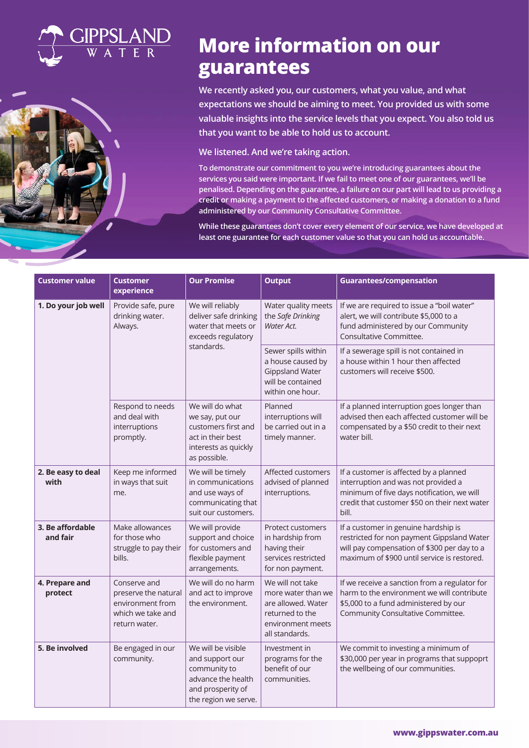# More information on our guarantees

We recently asked you, our customers, what you value, and what expectations we should be aiming to meet. You provided us with some valuable insights into the service levels that you expect. You also told us that you want to be able to hold us to account.

We listened. And we're taking action.

**To demonstrate our commitment to you we're introducing guarantees about the services you said were important. If we fail to meet one of our guarantees, we'll be penalised. Depending on the guarantee, a failure on our part will lead to us providing a credit or making a payment to the affected customers, or making a donation to a fund administered by our Community Consultative Committee.**

**While these guarantees don't cover every element of our service, we have developed at least one guarantee for each customer value so that you can hold us accountable.**

| Customer value | Customer experience | Our Promise | Output | Guarantees/compensation |
|---|---|---|---|---|
| **1. Do your job well** | Provide safe, pure drinking water. Always. | We will reliably deliver safe drinking water that meets or exceeds regulatory standards. | Water quality meets the *Safe Drinking Water Act.* | If we are required to issue a "boil water" alert, we will contribute $5,000 to a fund administered by our Community Consultative Committee. |
| | | | Sewer spills within a house caused by Gippsland Water will be contained within one hour. | If a sewerage spill is not contained in a house within 1 hour then affected customers will receive $500. |
| | Respond to needs and deal with interruptions promptly. | We will do what we say, put our customers first and act in their best interests as quickly as possible. | Planned interruptions will be carried out in a timely manner. | If a planned interruption goes longer than advised then each affected customer will be compensated by a $50 credit to their next water bill. |
| **2. Be easy to deal with** | Keep me informed in ways that suit me. | We will be timely in communications and use ways of communicating that suit our customers. | Affected customers advised of planned interruptions. | If a customer is affected by a planned interruption and was not provided a minimum of five days notification, we will credit that customer $50 on their next water bill. |
| **3. Be affordable and fair** | Make allowances for those who struggle to pay their bills. | We will provide support and choice for customers and flexible payment arrangements. | Protect customers in hardship from having their services restricted for non payment. | If a customer in genuine hardship is restricted for non payment Gippsland Water will pay compensation of $300 per day to a maximum of $900 until service is restored. |
| **4. Prepare and protect** | Conserve and preserve the natural environment from which we take and return water. | We will do no harm and act to improve the environment. | We will not take more water than we are allowed. Water returned to the environment meets all standards. | If we receive a sanction from a regulator for harm to the environment we will contribute $5,000 to a fund administered by our Community Consultative Committee. |
| **5. Be involved** | Be engaged in our community. | We will be visible and support our community to advance the health and prosperity of the region we serve. | Investment in programs for the benefit of our communities. | We commit to investing a minimum of $30,000 per year in programs that suppoprt the wellbeing of our communities. |

www.gippswater.com.au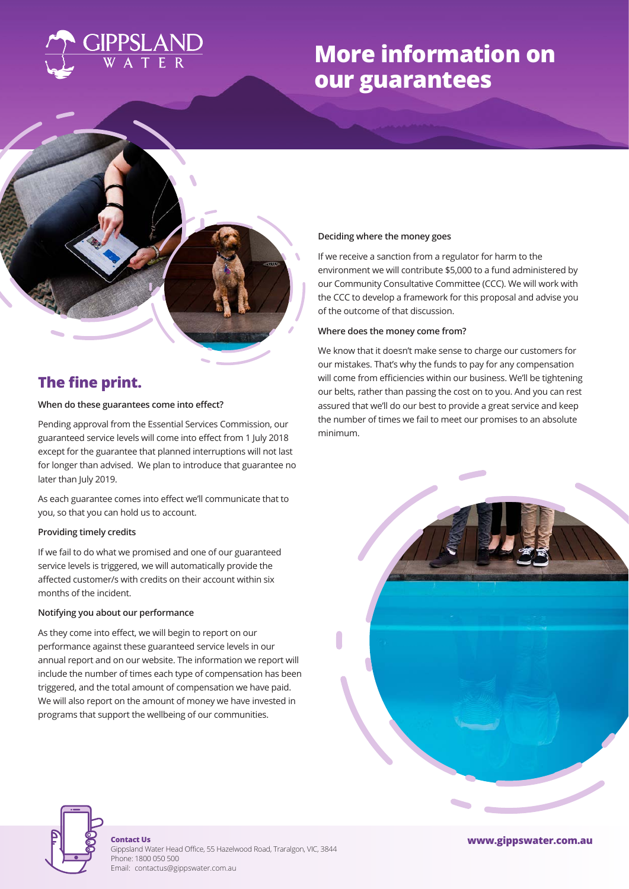# More information on our guarantees

## The fine print.

### When do these guarantees come into effect?

Pending approval from the Essential Services Commission, our guaranteed service levels will come into effect from 1 July 2018 except for the guarantee that planned interruptions will not last for longer than advised. We plan to introduce that guarantee no later than July 2019.

As each guarantee comes into effect we'll communicate that to you, so that you can hold us to account.

### Providing timely credits

If we fail to do what we promised and one of our guaranteed service levels is triggered, we will automatically provide the affected customer/s with credits on their account within six months of the incident.

### Notifying you about our performance

As they come into effect, we will begin to report on our performance against these guaranteed service levels in our annual report and on our website. The information we report will include the number of times each type of compensation has been triggered, and the total amount of compensation we have paid. We will also report on the amount of money we have invested in programs that support the wellbeing of our communities.

### Deciding where the money goes

If we receive a sanction from a regulator for harm to the environment we will contribute $5,000 to a fund administered by our Community Consultative Committee (CCC). We will work with the CCC to develop a framework for this proposal and advise you of the outcome of that discussion.

### Where does the money come from?

We know that it doesn't make sense to charge our customers for our mistakes. That's why the funds to pay for any compensation will come from efficiencies within our business. We'll be tightening our belts, rather than passing the cost on to you. And you can rest assured that we'll do our best to provide a great service and keep the number of times we fail to meet our promises to an absolute minimum.

**Contact Us**
Gippsland Water Head Office, 55 Hazelwood Road, Traralgon, VIC, 3844
Phone: 1800 050 500
Email: contactus@gippswater.com.au

**www.gippswater.com.au**